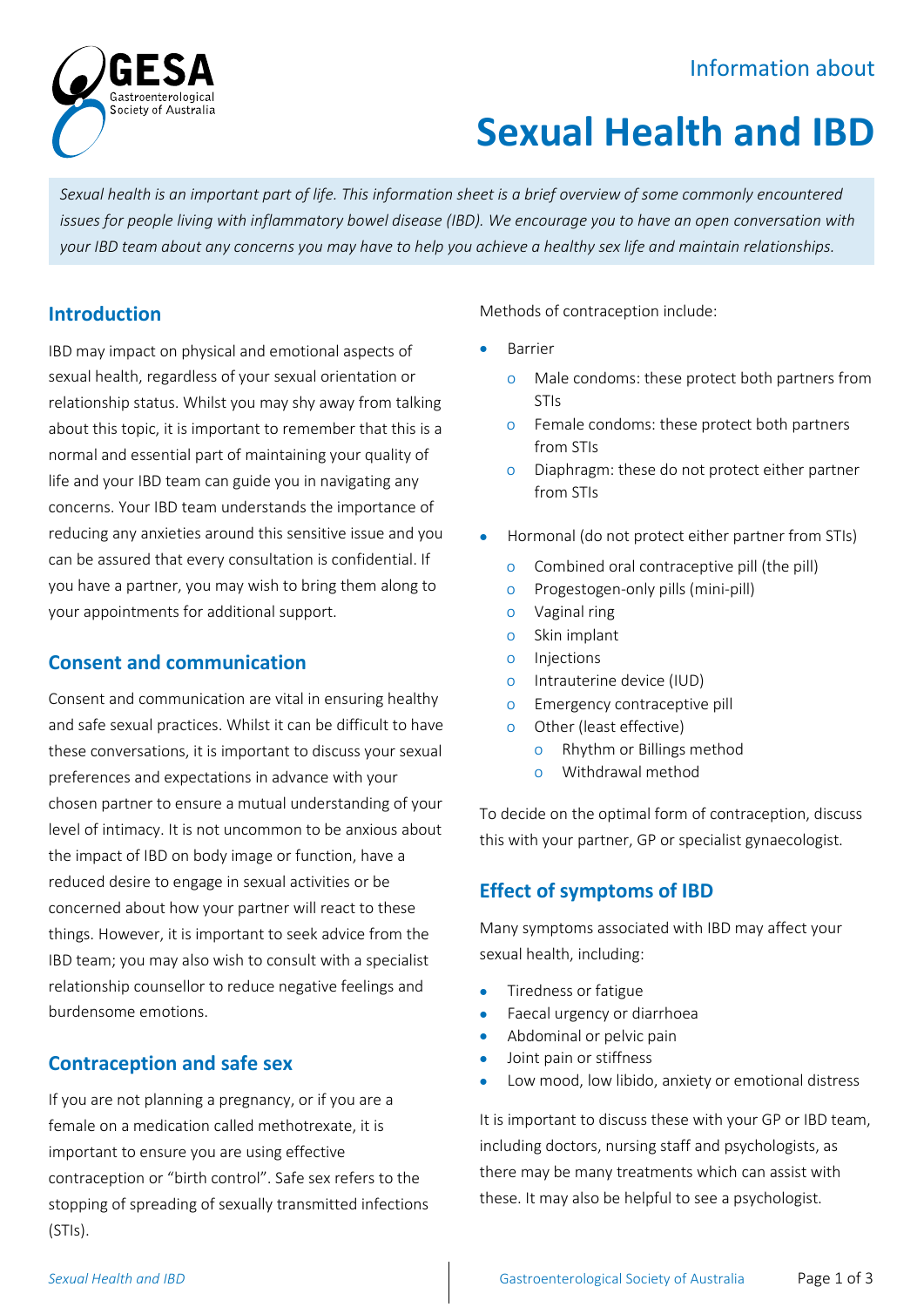GESA Gastroenterological Society of Australia

Information about

# Sexual Health and IBD

*Sexual health is an important part of life. This information sheet is a brief overview of some commonly encountered issues for people living with inflammatory bowel disease (IBD). We encourage you to have an open conversation with your IBD team about any concerns you may have to help you achieve a healthy sex life and maintain relationships.*

## Introduction

IBD may impact on physical and emotional aspects of sexual health, regardless of your sexual orientation or relationship status. Whilst you may shy away from talking about this topic, it is important to remember that this is a normal and essential part of maintaining your quality of life and your IBD team can guide you in navigating any concerns. Your IBD team understands the importance of reducing any anxieties around this sensitive issue and you can be assured that every consultation is confidential. If you have a partner, you may wish to bring them along to your appointments for additional support.

## Consent and communication

Consent and communication are vital in ensuring healthy and safe sexual practices. Whilst it can be difficult to have these conversations, it is important to discuss your sexual preferences and expectations in advance with your chosen partner to ensure a mutual understanding of your level of intimacy. It is not uncommon to be anxious about the impact of IBD on body image or function, have a reduced desire to engage in sexual activities or be concerned about how your partner will react to these things. However, it is important to seek advice from the IBD team; you may also wish to consult with a specialist relationship counsellor to reduce negative feelings and burdensome emotions.

## Contraception and safe sex

If you are not planning a pregnancy, or if you are a female on a medication called methotrexate, it is important to ensure you are using effective contraception or "birth control". Safe sex refers to the stopping of spreading of sexually transmitted infections (STIs).

Methods of contraception include:

- Barrier
  - Male condoms: these protect both partners from STIs
  - Female condoms: these protect both partners from STIs
  - Diaphragm: these do not protect either partner from STIs
- Hormonal (do not protect either partner from STIs)
  - Combined oral contraceptive pill (the pill)
  - Progestogen-only pills (mini-pill)
  - Vaginal ring
  - Skin implant
  - Injections
  - Intrauterine device (IUD)
  - Emergency contraceptive pill
  - Other (least effective)
    - Rhythm or Billings method
    - Withdrawal method

To decide on the optimal form of contraception, discuss this with your partner, GP or specialist gynaecologist.

## Effect of symptoms of IBD

Many symptoms associated with IBD may affect your sexual health, including:

- Tiredness or fatigue
- Faecal urgency or diarrhoea
- Abdominal or pelvic pain
- Joint pain or stiffness
- Low mood, low libido, anxiety or emotional distress

It is important to discuss these with your GP or IBD team, including doctors, nursing staff and psychologists, as there may be many treatments which can assist with these. It may also be helpful to see a psychologist.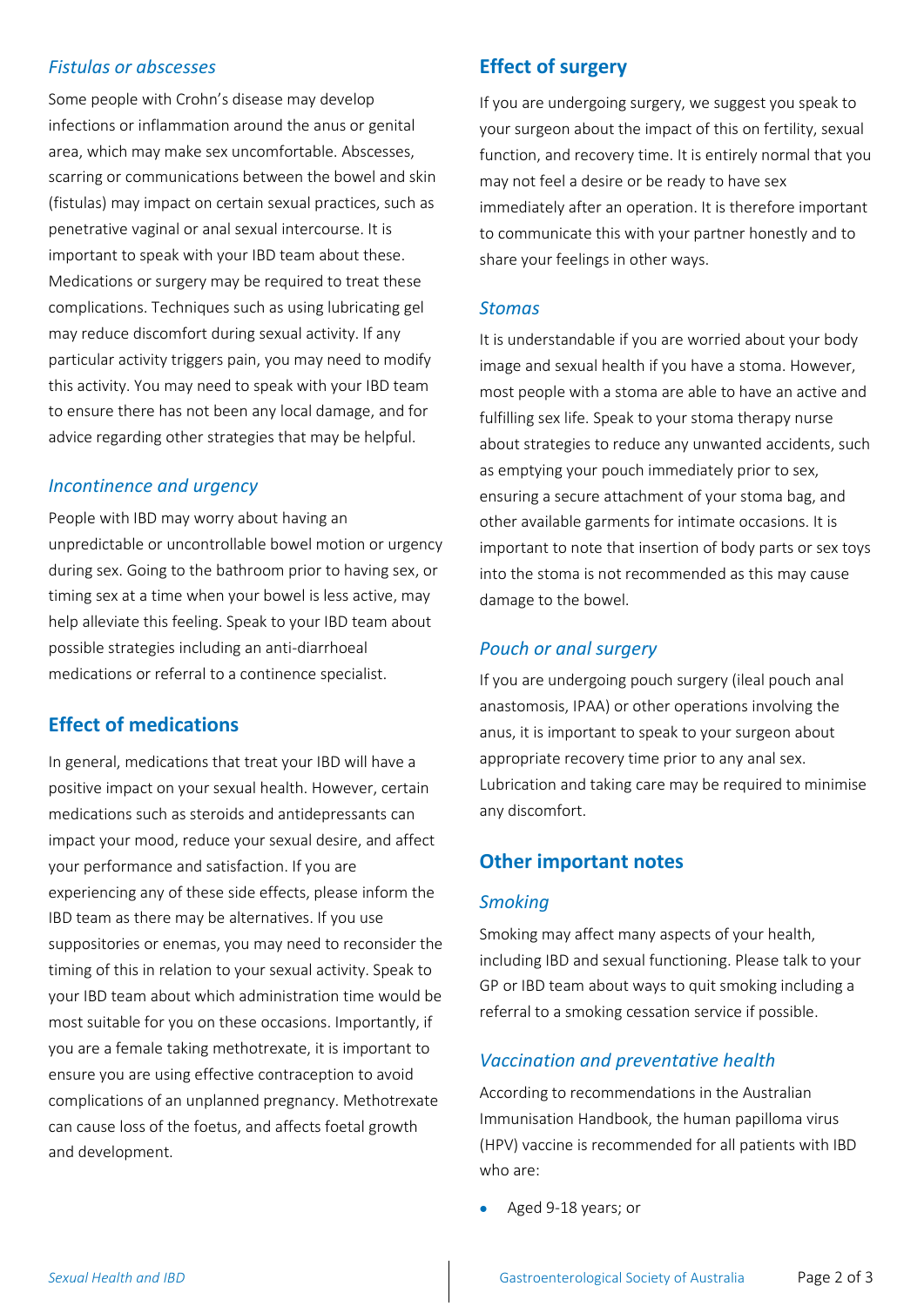### *Fistulas or abscesses*

Some people with Crohn's disease may develop infections or inflammation around the anus or genital area, which may make sex uncomfortable. Abscesses, scarring or communications between the bowel and skin (fistulas) may impact on certain sexual practices, such as penetrative vaginal or anal sexual intercourse. It is important to speak with your IBD team about these. Medications or surgery may be required to treat these complications. Techniques such as using lubricating gel may reduce discomfort during sexual activity. If any particular activity triggers pain, you may need to modify this activity. You may need to speak with your IBD team to ensure there has not been any local damage, and for advice regarding other strategies that may be helpful.

### *Incontinence and urgency*

People with IBD may worry about having an unpredictable or uncontrollable bowel motion or urgency during sex. Going to the bathroom prior to having sex, or timing sex at a time when your bowel is less active, may help alleviate this feeling. Speak to your IBD team about possible strategies including an anti-diarrhoeal medications or referral to a continence specialist.

## Effect of medications

In general, medications that treat your IBD will have a positive impact on your sexual health. However, certain medications such as steroids and antidepressants can impact your mood, reduce your sexual desire, and affect your performance and satisfaction. If you are experiencing any of these side effects, please inform the IBD team as there may be alternatives. If you use suppositories or enemas, you may need to reconsider the timing of this in relation to your sexual activity. Speak to your IBD team about which administration time would be most suitable for you on these occasions. Importantly, if you are a female taking methotrexate, it is important to ensure you are using effective contraception to avoid complications of an unplanned pregnancy. Methotrexate can cause loss of the foetus, and affects foetal growth and development.

## Effect of surgery

If you are undergoing surgery, we suggest you speak to your surgeon about the impact of this on fertility, sexual function, and recovery time. It is entirely normal that you may not feel a desire or be ready to have sex immediately after an operation. It is therefore important to communicate this with your partner honestly and to share your feelings in other ways.

### *Stomas*

It is understandable if you are worried about your body image and sexual health if you have a stoma. However, most people with a stoma are able to have an active and fulfilling sex life. Speak to your stoma therapy nurse about strategies to reduce any unwanted accidents, such as emptying your pouch immediately prior to sex, ensuring a secure attachment of your stoma bag, and other available garments for intimate occasions. It is important to note that insertion of body parts or sex toys into the stoma is not recommended as this may cause damage to the bowel.

### *Pouch or anal surgery*

If you are undergoing pouch surgery (ileal pouch anal anastomosis, IPAA) or other operations involving the anus, it is important to speak to your surgeon about appropriate recovery time prior to any anal sex. Lubrication and taking care may be required to minimise any discomfort.

## Other important notes

### *Smoking*

Smoking may affect many aspects of your health, including IBD and sexual functioning. Please talk to your GP or IBD team about ways to quit smoking including a referral to a smoking cessation service if possible.

### *Vaccination and preventative health*

According to recommendations in the Australian Immunisation Handbook, the human papilloma virus (HPV) vaccine is recommended for all patients with IBD who are:

- Aged 9-18 years; or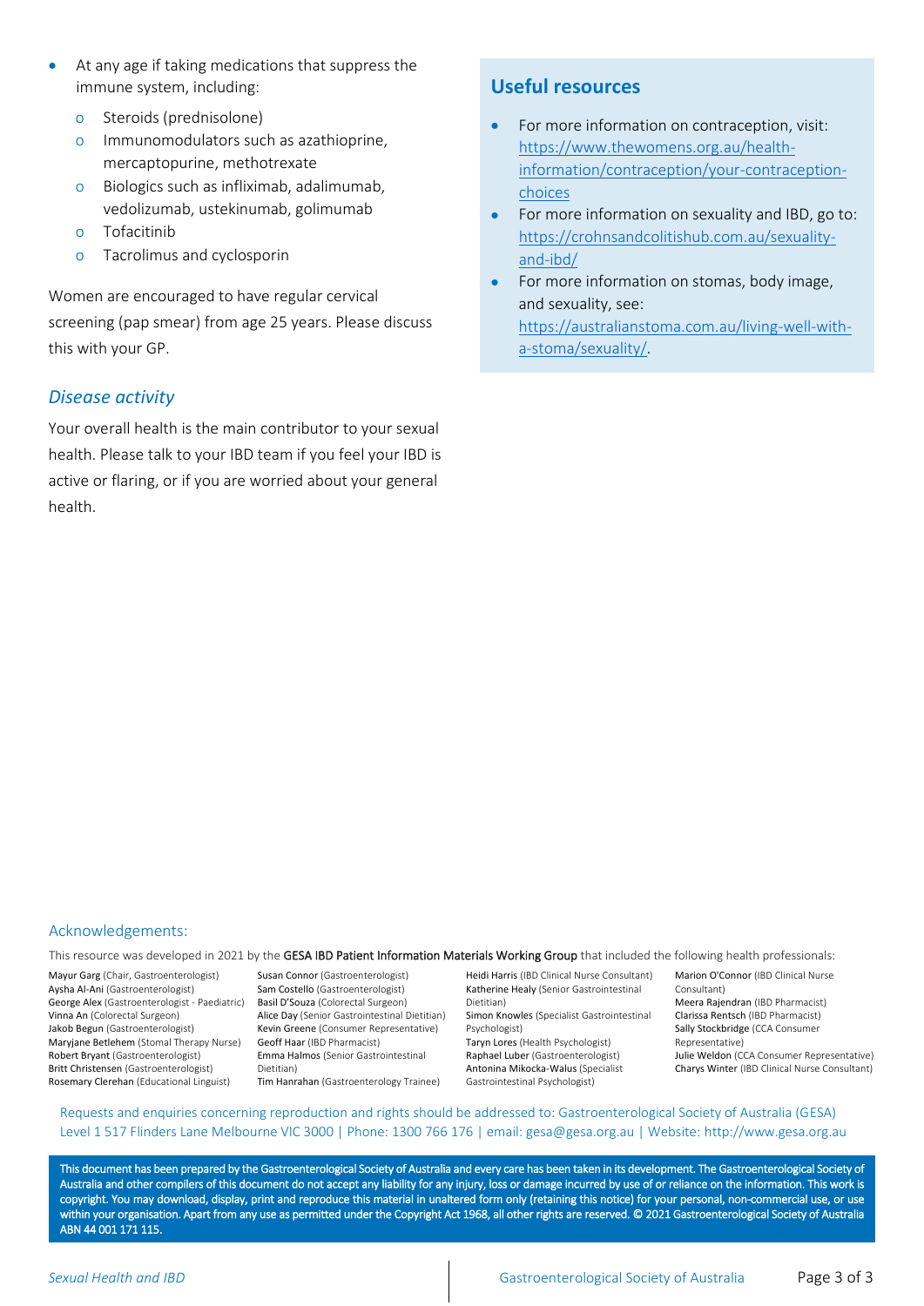- At any age if taking medications that suppress the immune system, including:
  - Steroids (prednisolone)
  - Immunomodulators such as azathioprine, mercaptopurine, methotrexate
  - Biologics such as infliximab, adalimumab, vedolizumab, ustekinumab, golimumab
  - Tofacitinib
  - Tacrolimus and cyclosporin

Women are encouraged to have regular cervical screening (pap smear) from age 25 years. Please discuss this with your GP.

### *Disease activity*

Your overall health is the main contributor to your sexual health. Please talk to your IBD team if you feel your IBD is active or flaring, or if you are worried about your general health.

## Useful resources

- For more information on contraception, visit: https://www.thewomens.org.au/health-information/contraception/your-contraception-choices
- For more information on sexuality and IBD, go to: https://crohnsandcolitishub.com.au/sexuality-and-ibd/
- For more information on stomas, body image, and sexuality, see: https://australianstoma.com.au/living-well-with-a-stoma/sexuality/.

### Acknowledgements:

This resource was developed in 2021 by the **GESA IBD Patient Information Materials Working Group** that included the following health professionals:

**Mayur Garg** (Chair, Gastroenterologist)
**Aysha Al-Ani** (Gastroenterologist)
**George Alex** (Gastroenterologist - Paediatric)
**Vinna An** (Colorectal Surgeon)
**Jakob Begun** (Gastroenterologist)
**Maryjane Betlehem** (Stomal Therapy Nurse)
**Robert Bryant** (Gastroenterologist)
**Britt Christensen** (Gastroenterologist)
**Rosemary Clerehan** (Educational Linguist)
**Susan Connor** (Gastroenterologist)
**Sam Costello** (Gastroenterologist)
**Basil D'Souza** (Colorectal Surgeon)
**Alice Day** (Senior Gastrointestinal Dietitian)
**Kevin Greene** (Consumer Representative)
**Geoff Haar** (IBD Pharmacist)
**Emma Halmos** (Senior Gastrointestinal Dietitian)
**Tim Hanrahan** (Gastroenterology Trainee)
**Heidi Harris** (IBD Clinical Nurse Consultant)
**Katherine Healy** (Senior Gastrointestinal Dietitian)
**Simon Knowles** (Specialist Gastrointestinal Psychologist)
**Taryn Lores** (Health Psychologist)
**Raphael Luber** (Gastroenterologist)
**Antonina Mikocka-Walus** (Specialist Gastrointestinal Psychologist)
**Marion O'Connor** (IBD Clinical Nurse Consultant)
**Meera Rajendran** (IBD Pharmacist)
**Clarissa Rentsch** (IBD Pharmacist)
**Sally Stockbridge** (CCA Consumer Representative)
**Julie Weldon** (CCA Consumer Representative)
**Charys Winter** (IBD Clinical Nurse Consultant)

Requests and enquiries concerning reproduction and rights should be addressed to: Gastroenterological Society of Australia (GESA)
Level 1 517 Flinders Lane Melbourne VIC 3000 | Phone: 1300 766 176 | email: gesa@gesa.org.au | Website: http://www.gesa.org.au

This document has been prepared by the Gastroenterological Society of Australia and every care has been taken in its development. The Gastroenterological Society of Australia and other compilers of this document do not accept any liability for any injury, loss or damage incurred by use of or reliance on the information. This work is copyright. You may download, display, print and reproduce this material in unaltered form only (retaining this notice) for your personal, non-commercial use, or use within your organisation. Apart from any use as permitted under the Copyright Act 1968, all other rights are reserved. © 2021 Gastroenterological Society of Australia ABN 44 001 171 115.